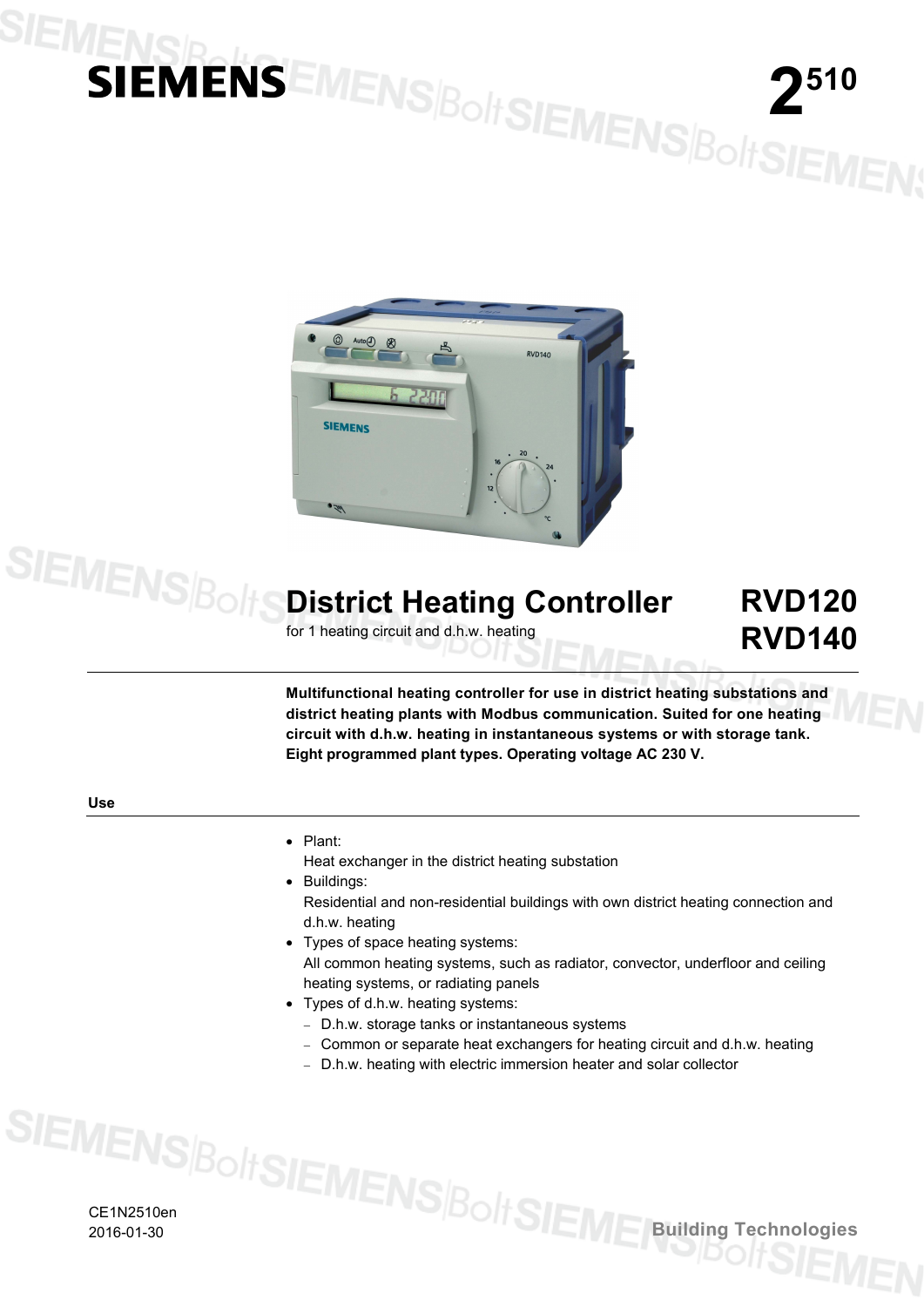SIEMENS

2[510]

# District Heating Controller

for 1 heating circuit and d.h.w. heating

# RVD120 RVD140

**Multifunctional heating controller for use in district heating substations and district heating plants with Modbus communication. Suited for one heating circuit with d.h.w. heating in instantaneous systems or with storage tank. Eight programmed plant types. Operating voltage AC 230 V.**

## Use

- Plant:
  Heat exchanger in the district heating substation
- Buildings:
  Residential and non-residential buildings with own district heating connection and d.h.w. heating
- Types of space heating systems:
  All common heating systems, such as radiator, convector, underfloor and ceiling heating systems, or radiating panels
- Types of d.h.w. heating systems:
  - D.h.w. storage tanks or instantaneous systems
  - Common or separate heat exchangers for heating circuit and d.h.w. heating
  - D.h.w. heating with electric immersion heater and solar collector

CE1N2510en
2016-01-30

Building Technologies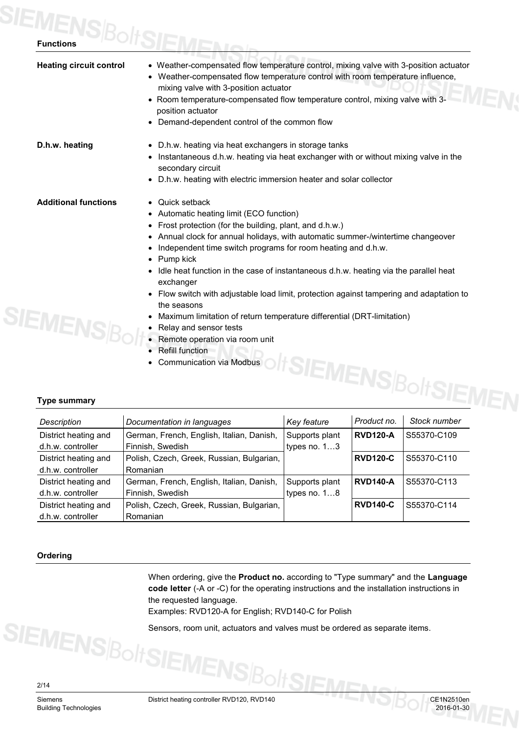## Functions

**Heating circuit control**

- Weather-compensated flow temperature control, mixing valve with 3-position actuator
- Weather-compensated flow temperature control with room temperature influence, mixing valve with 3-position actuator
- Room temperature-compensated flow temperature control, mixing valve with 3-position actuator
- Demand-dependent control of the common flow

**D.h.w. heating**

- D.h.w. heating via heat exchangers in storage tanks
- Instantaneous d.h.w. heating via heat exchanger with or without mixing valve in the secondary circuit
- D.h.w. heating with electric immersion heater and solar collector

**Additional functions**

- Quick setback
- Automatic heating limit (ECO function)
- Frost protection (for the building, plant, and d.h.w.)
- Annual clock for annual holidays, with automatic summer-/wintertime changeover
- Independent time switch programs for room heating and d.h.w.
- Pump kick
- Idle heat function in the case of instantaneous d.h.w. heating via the parallel heat exchanger
- Flow switch with adjustable load limit, protection against tampering and adaptation to the seasons
- Maximum limitation of return temperature differential (DRT-limitation)
- Relay and sensor tests
- Remote operation via room unit
- Refill function
- Communication via Modbus

## Type summary

| *Description* | *Documentation in languages* | *Key feature* | *Product no.* | *Stock number* |
|---|---|---|---|---|
| District heating and d.h.w. controller | German, French, English, Italian, Danish, Finnish, Swedish | Supports plant types no. 1…3 | **RVD120-A** | S55370-C109 |
| District heating and d.h.w. controller | Polish, Czech, Greek, Russian, Bulgarian, Romanian | | **RVD120-C** | S55370-C110 |
| District heating and d.h.w. controller | German, French, English, Italian, Danish, Finnish, Swedish | Supports plant types no. 1…8 | **RVD140-A** | S55370-C113 |
| District heating and d.h.w. controller | Polish, Czech, Greek, Russian, Bulgarian, Romanian | | **RVD140-C** | S55370-C114 |

## Ordering

When ordering, give the **Product no.** according to "Type summary" and the **Language code letter** (-A or -C) for the operating instructions and the installation instructions in the requested language.
Examples: RVD120-A for English; RVD140-C for Polish

Sensors, room unit, actuators and valves must be ordered as separate items.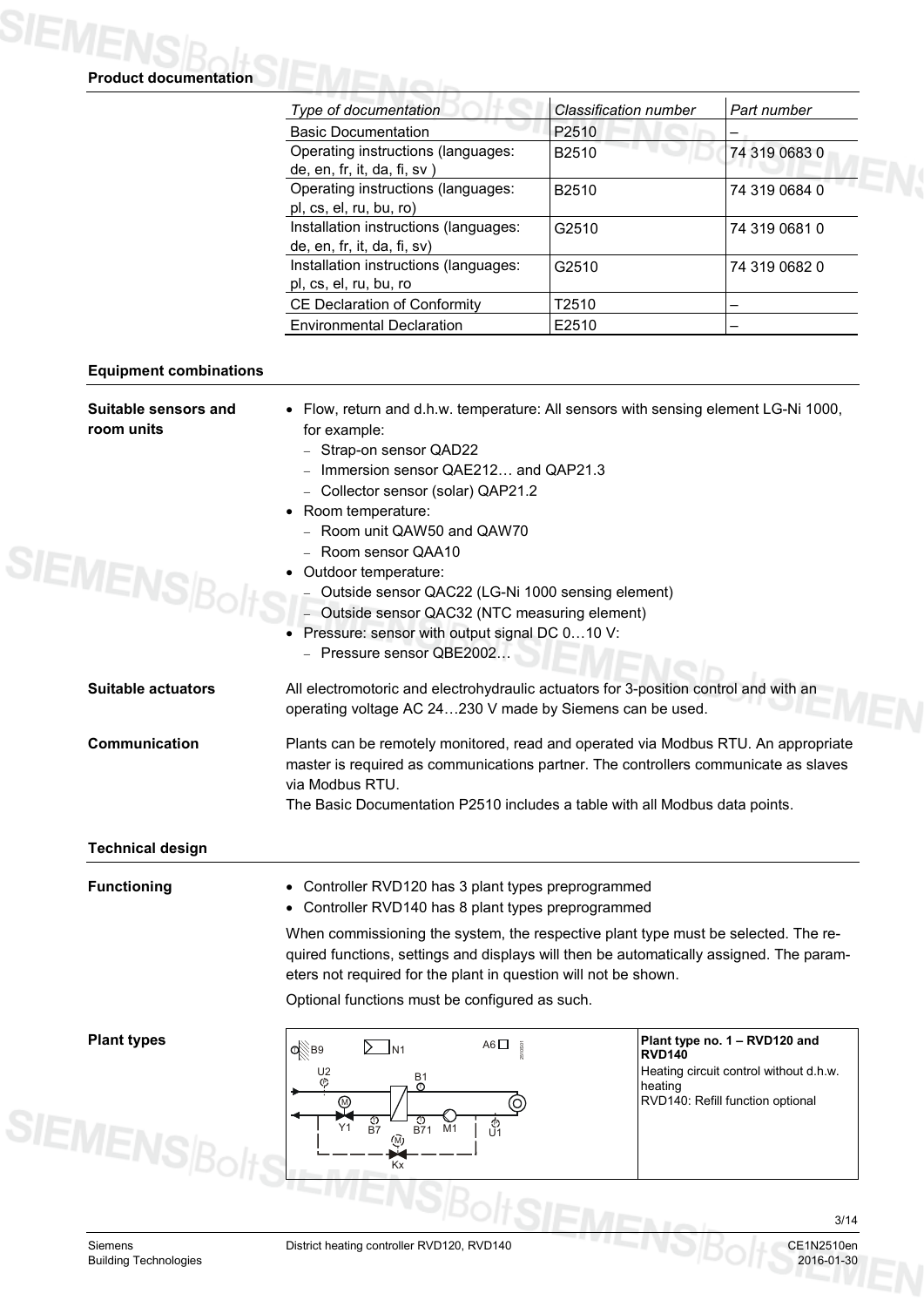## Product documentation

| Type of documentation | Classification number | Part number |
|---|---|---|
| Basic Documentation | P2510 | – |
| Operating instructions (languages: de, en, fr, it, da, fi, sv ) | B2510 | 74 319 0683 0 |
| Operating instructions (languages: pl, cs, el, ru, bu, ro) | B2510 | 74 319 0684 0 |
| Installation instructions (languages: de, en, fr, it, da, fi, sv) | G2510 | 74 319 0681 0 |
| Installation instructions (languages: pl, cs, el, ru, bu, ro | G2510 | 74 319 0682 0 |
| CE Declaration of Conformity | T2510 | – |
| Environmental Declaration | E2510 | – |

## Equipment combinations

### Suitable sensors and room units

- Flow, return and d.h.w. temperature: All sensors with sensing element LG-Ni 1000, for example:
  - Strap-on sensor QAD22
  - Immersion sensor QAE212… and QAP21.3
  - Collector sensor (solar) QAP21.2
- Room temperature:
  - Room unit QAW50 and QAW70
  - Room sensor QAA10
- Outdoor temperature:
  - Outside sensor QAC22 (LG-Ni 1000 sensing element)
  - Outside sensor QAC32 (NTC measuring element)
- Pressure: sensor with output signal DC 0…10 V:
  - Pressure sensor QBE2002…

### Suitable actuators

All electromotoric and electrohydraulic actuators for 3-position control and with an operating voltage AC 24…230 V made by Siemens can be used.

### Communication

Plants can be remotely monitored, read and operated via Modbus RTU. An appropriate master is required as communications partner. The controllers communicate as slaves via Modbus RTU.
The Basic Documentation P2510 includes a table with all Modbus data points.

## Technical design

### Functioning

- Controller RVD120 has 3 plant types preprogrammed
- Controller RVD140 has 8 plant types preprogrammed

When commissioning the system, the respective plant type must be selected. The required functions, settings and displays will then be automatically assigned. The parameters not required for the plant in question will not be shown.

Optional functions must be configured as such.

### Plant types

B9 N1 A6 U2 B1 M Y1 B7 B71 M1 U1 M Kx

**Plant type no. 1 – RVD120 and RVD140**
Heating circuit control without d.h.w. heating
RVD140: Refill function optional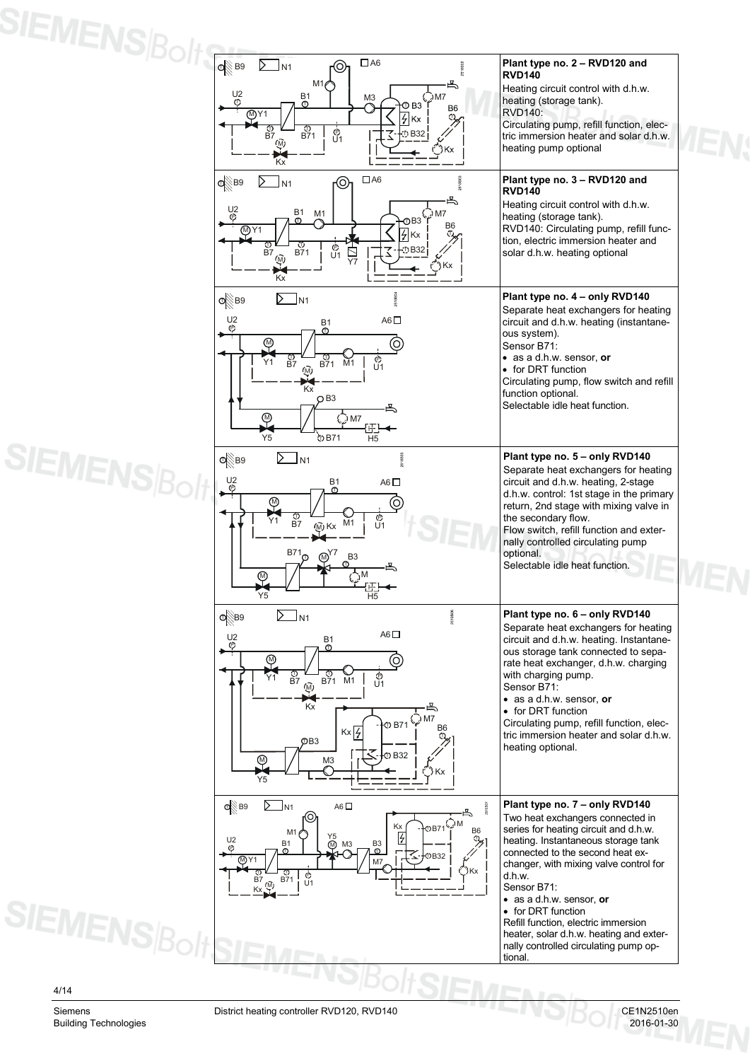**Plant type no. 2 – RVD120 and RVD140**

Heating circuit control with d.h.w. heating (storage tank).
RVD140:
Circulating pump, refill function, electric immersion heater and solar d.h.w. heating pump optional

**Plant type no. 3 – RVD120 and RVD140**

Heating circuit control with d.h.w. heating (storage tank).
RVD140: Circulating pump, refill function, electric immersion heater and solar d.h.w. heating optional

**Plant type no. 4 – only RVD140**

Separate heat exchangers for heating circuit and d.h.w. heating (instantaneous system).
Sensor B71:

- as a d.h.w. sensor, **or**
- for DRT function

Circulating pump, flow switch and refill function optional.
Selectable idle heat function.

**Plant type no. 5 – only RVD140**

Separate heat exchangers for heating circuit and d.h.w. heating, 2-stage d.h.w. control: 1st stage in the primary return, 2nd stage with mixing valve in the secondary flow.
Flow switch, refill function and externally controlled circulating pump optional.
Selectable idle heat function.

**Plant type no. 6 – only RVD140**

Separate heat exchangers for heating circuit and d.h.w. heating. Instantaneous storage tank connected to separate heat exchanger, d.h.w. charging with charging pump.
Sensor B71:

- as a d.h.w. sensor, **or**
- for DRT function

Circulating pump, refill function, electric immersion heater and solar d.h.w. heating optional.

**Plant type no. 7 – only RVD140**

Two heat exchangers connected in series for heating circuit and d.h.w. heating. Instantaneous storage tank connected to the second heat exchanger, with mixing valve control for d.h.w.
Sensor B71:

- as a d.h.w. sensor, **or**
- for DRT function

Refill function, electric immersion heater, solar d.h.w. heating and externally controlled circulating pump optional.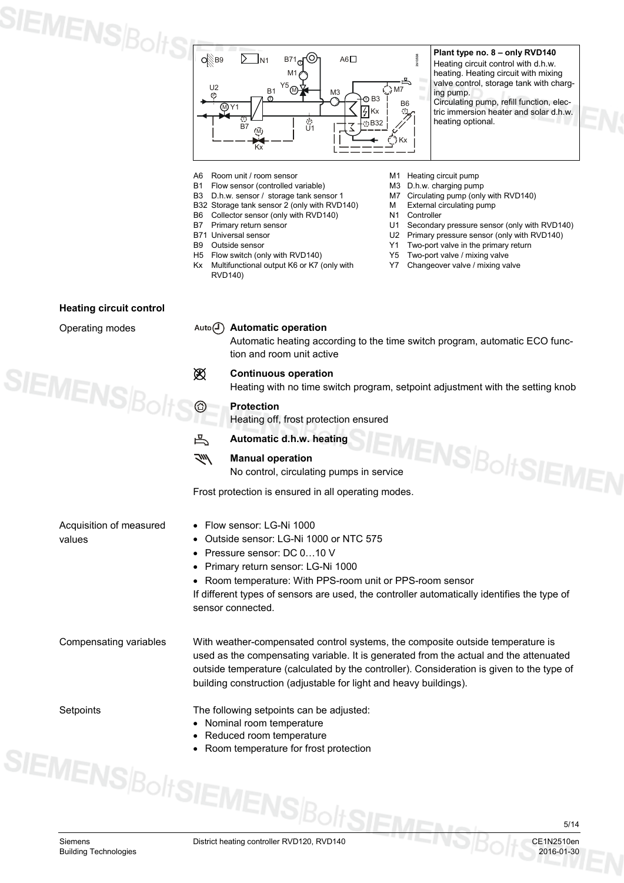**Plant type no. 8 – only RVD140**
Heating circuit control with d.h.w. heating. Heating circuit with mixing valve control, storage tank with charging pump.
Circulating pump, refill function, electric immersion heater and solar d.h.w. heating optional.

- A6 Room unit / room sensor
- B1 Flow sensor (controlled variable)
- B3 D.h.w. sensor / storage tank sensor 1
- B32 Storage tank sensor 2 (only with RVD140)
- B6 Collector sensor (only with RVD140)
- B7 Primary return sensor
- B71 Universal sensor
- B9 Outside sensor
- H5 Flow switch (only with RVD140)
- Kx Multifunctional output K6 or K7 (only with RVD140)
- M1 Heating circuit pump
- M3 D.h.w. charging pump
- M7 Circulating pump (only with RVD140)
- M External circulating pump
- N1 Controller
- U1 Secondary pressure sensor (only with RVD140)
- U2 Primary pressure sensor (only with RVD140)
- Y1 Two-port valve in the primary return
- Y5 Two-port valve / mixing valve
- Y7 Changeover valve / mixing valve

## Heating circuit control

### Operating modes

**Auto Automatic operation**
Automatic heating according to the time switch program, automatic ECO function and room unit active

**Continuous operation**
Heating with no time switch program, setpoint adjustment with the setting knob

**Protection**
Heating off, frost protection ensured

**Automatic d.h.w. heating**

**Manual operation**
No control, circulating pumps in service

Frost protection is ensured in all operating modes.

### Acquisition of measured values

- Flow sensor: LG-Ni 1000
- Outside sensor: LG-Ni 1000 or NTC 575
- Pressure sensor: DC 0…10 V
- Primary return sensor: LG-Ni 1000
- Room temperature: With PPS-room unit or PPS-room sensor

If different types of sensors are used, the controller automatically identifies the type of sensor connected.

### Compensating variables

With weather-compensated control systems, the composite outside temperature is used as the compensating variable. It is generated from the actual and the attenuated outside temperature (calculated by the controller). Consideration is given to the type of building construction (adjustable for light and heavy buildings).

### Setpoints

The following setpoints can be adjusted:
- Nominal room temperature
- Reduced room temperature
- Room temperature for frost protection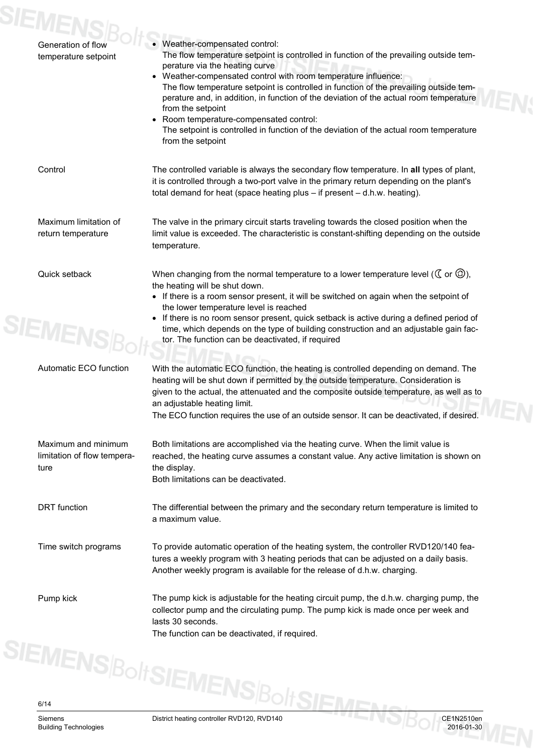**Generation of flow temperature setpoint**

- Weather-compensated control:
  The flow temperature setpoint is controlled in function of the prevailing outside temperature via the heating curve
- Weather-compensated control with room temperature influence:
  The flow temperature setpoint is controlled in function of the prevailing outside temperature and, in addition, in function of the deviation of the actual room temperature from the setpoint
- Room temperature-compensated control:
  The setpoint is controlled in function of the deviation of the actual room temperature from the setpoint

**Control**

The controlled variable is always the secondary flow temperature. In **all** types of plant, it is controlled through a two-port valve in the primary return depending on the plant's total demand for heat (space heating plus – if present – d.h.w. heating).

**Maximum limitation of return temperature**

The valve in the primary circuit starts traveling towards the closed position when the limit value is exceeded. The characteristic is constant-shifting depending on the outside temperature.

**Quick setback**

When changing from the normal temperature to a lower temperature level (☾ or ⏻), the heating will be shut down.

- If there is a room sensor present, it will be switched on again when the setpoint of the lower temperature level is reached
- If there is no room sensor present, quick setback is active during a defined period of time, which depends on the type of building construction and an adjustable gain factor. The function can be deactivated, if required

**Automatic ECO function**

With the automatic ECO function, the heating is controlled depending on demand. The heating will be shut down if permitted by the outside temperature. Consideration is given to the actual, the attenuated and the composite outside temperature, as well as to an adjustable heating limit.
The ECO function requires the use of an outside sensor. It can be deactivated, if desired.

**Maximum and minimum limitation of flow temperature**

Both limitations are accomplished via the heating curve. When the limit value is reached, the heating curve assumes a constant value. Any active limitation is shown on the display.
Both limitations can be deactivated.

**DRT function**

The differential between the primary and the secondary return temperature is limited to a maximum value.

**Time switch programs**

To provide automatic operation of the heating system, the controller RVD120/140 features a weekly program with 3 heating periods that can be adjusted on a daily basis. Another weekly program is available for the release of d.h.w. charging.

**Pump kick**

The pump kick is adjustable for the heating circuit pump, the d.h.w. charging pump, the collector pump and the circulating pump. The pump kick is made once per week and lasts 30 seconds.
The function can be deactivated, if required.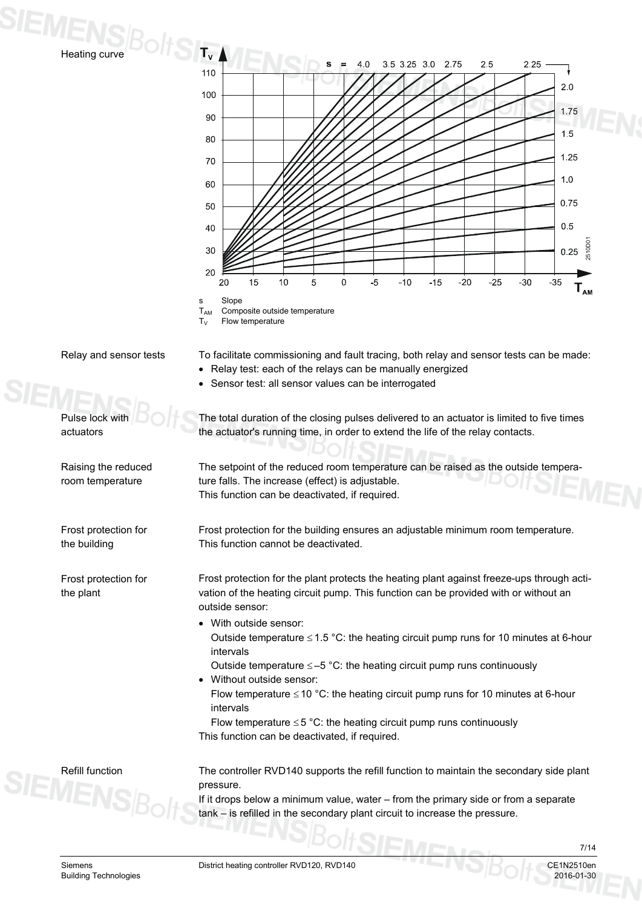Heading curve

s Slope
$T_{AM}$ Composite outside temperature
$T_V$ Flow temperature

Relay and sensor tests

To facilitate commissioning and fault tracing, both relay and sensor tests can be made:

- Relay test: each of the relays can be manually energized
- Sensor test: all sensor values can be interrogated

Pulse lock with actuators

The total duration of the closing pulses delivered to an actuator is limited to five times the actuator's running time, in order to extend the life of the relay contacts.

Raising the reduced room temperature

The setpoint of the reduced room temperature can be raised as the outside temperature falls. The increase (effect) is adjustable.
This function can be deactivated, if required.

Frost protection for the building

Frost protection for the building ensures an adjustable minimum room temperature.
This function cannot be deactivated.

Frost protection for the plant

Frost protection for the plant protects the heating plant against freeze-ups through activation of the heating circuit pump. This function can be provided with or without an outside sensor:

- With outside sensor:
  Outside temperature ≤ 1.5 °C: the heating circuit pump runs for 10 minutes at 6-hour intervals
  Outside temperature ≤ –5 °C: the heating circuit pump runs continuously
- Without outside sensor:
  Flow temperature ≤ 10 °C: the heating circuit pump runs for 10 minutes at 6-hour intervals
  Flow temperature ≤ 5 °C: the heating circuit pump runs continuously

This function can be deactivated, if required.

Refill function

The controller RVD140 supports the refill function to maintain the secondary side plant pressure.
If it drops below a minimum value, water – from the primary side or from a separate tank – is refilled in the secondary plant circuit to increase the pressure.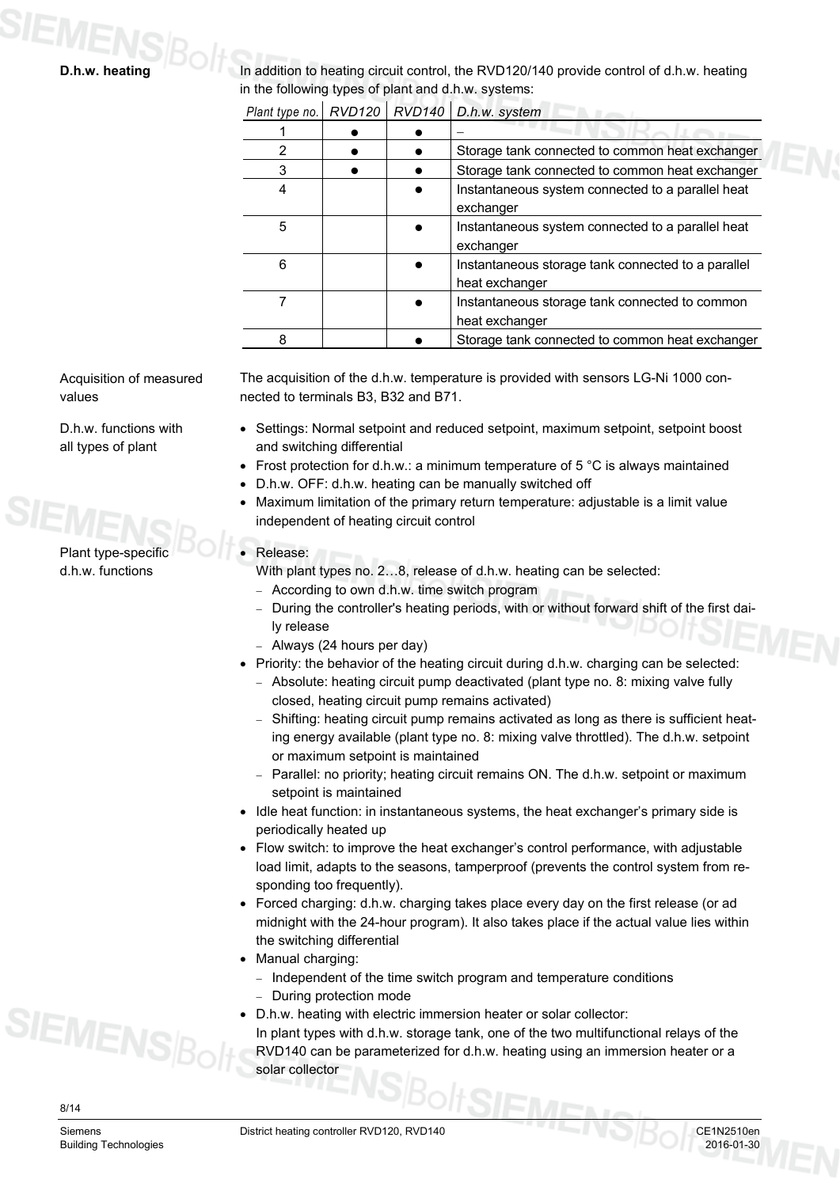## D.h.w. heating

In addition to heating circuit control, the RVD120/140 provide control of d.h.w. heating in the following types of plant and d.h.w. systems:

| *Plant type no.* | *RVD120* | *RVD140* | *D.h.w. system* |
|---|---|---|---|
| 1 | ● | ● | – |
| 2 | ● | ● | Storage tank connected to common heat exchanger |
| 3 | ● | ● | Storage tank connected to common heat exchanger |
| 4 | | ● | Instantaneous system connected to a parallel heat exchanger |
| 5 | | ● | Instantaneous system connected to a parallel heat exchanger |
| 6 | | ● | Instantaneous storage tank connected to a parallel heat exchanger |
| 7 | | ● | Instantaneous storage tank connected to common heat exchanger |
| 8 | | ● | Storage tank connected to common heat exchanger |

**Acquisition of measured values**

The acquisition of the d.h.w. temperature is provided with sensors LG-Ni 1000 connected to terminals B3, B32 and B71.

**D.h.w. functions with all types of plant**

- Settings: Normal setpoint and reduced setpoint, maximum setpoint, setpoint boost and switching differential
- Frost protection for d.h.w.: a minimum temperature of 5 °C is always maintained
- D.h.w. OFF: d.h.w. heating can be manually switched off
- Maximum limitation of the primary return temperature: adjustable is a limit value independent of heating circuit control

**Plant type-specific d.h.w. functions**

- Release:
  With plant types no. 2…8, release of d.h.w. heating can be selected:
  - According to own d.h.w. time switch program
  - During the controller's heating periods, with or without forward shift of the first daily release
  - Always (24 hours per day)
- Priority: the behavior of the heating circuit during d.h.w. charging can be selected:
  - Absolute: heating circuit pump deactivated (plant type no. 8: mixing valve fully closed, heating circuit pump remains activated)
  - Shifting: heating circuit pump remains activated as long as there is sufficient heating energy available (plant type no. 8: mixing valve throttled). The d.h.w. setpoint or maximum setpoint is maintained
  - Parallel: no priority; heating circuit remains ON. The d.h.w. setpoint or maximum setpoint is maintained
- Idle heat function: in instantaneous systems, the heat exchanger's primary side is periodically heated up
- Flow switch: to improve the heat exchanger's control performance, with adjustable load limit, adapts to the seasons, tamperproof (prevents the control system from responding too frequently).
- Forced charging: d.h.w. charging takes place every day on the first release (or ad midnight with the 24-hour program). It also takes place if the actual value lies within the switching differential
- Manual charging:
  - Independent of the time switch program and temperature conditions
  - During protection mode
- D.h.w. heating with electric immersion heater or solar collector:
  In plant types with d.h.w. storage tank, one of the two multifunctional relays of the RVD140 can be parameterized for d.h.w. heating using an immersion heater or a solar collector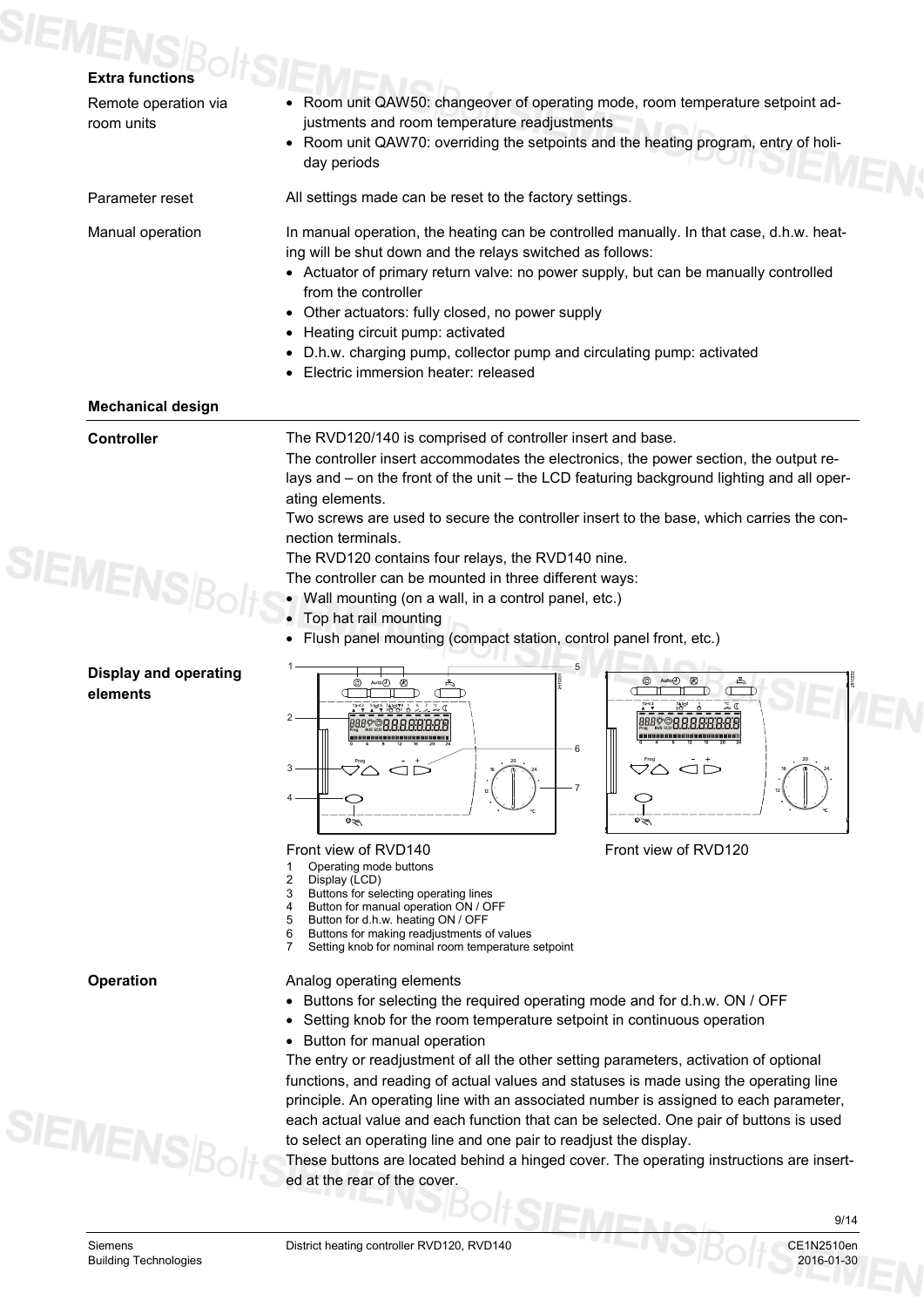## Extra functions

**Remote operation via room units**

- Room unit QAW50: changeover of operating mode, room temperature setpoint adjustments and room temperature readjustments
- Room unit QAW70: overriding the setpoints and the heating program, entry of holiday periods

**Parameter reset**

All settings made can be reset to the factory settings.

**Manual operation**

In manual operation, the heating can be controlled manually. In that case, d.h.w. heating will be shut down and the relays switched as follows:

- Actuator of primary return valve: no power supply, but can be manually controlled from the controller
- Other actuators: fully closed, no power supply
- Heating circuit pump: activated
- D.h.w. charging pump, collector pump and circulating pump: activated
- Electric immersion heater: released

## Mechanical design

**Controller**

The RVD120/140 is comprised of controller insert and base.

The controller insert accommodates the electronics, the power section, the output relays and – on the front of the unit – the LCD featuring background lighting and all operating elements.

Two screws are used to secure the controller insert to the base, which carries the connection terminals.

The RVD120 contains four relays, the RVD140 nine.

The controller can be mounted in three different ways:

- Wall mounting (on a wall, in a control panel, etc.)
- Top hat rail mounting
- Flush panel mounting (compact station, control panel front, etc.)

**Display and operating elements**

Front view of RVD140

Front view of RVD120

1. Operating mode buttons
2. Display (LCD)
3. Buttons for selecting operating lines
4. Button for manual operation ON / OFF
5. Button for d.h.w. heating ON / OFF
6. Buttons for making readjustments of values
7. Setting knob for nominal room temperature setpoint

**Operation**

Analog operating elements

- Buttons for selecting the required operating mode and for d.h.w. ON / OFF
- Setting knob for the room temperature setpoint in continuous operation
- Button for manual operation

The entry or readjustment of all the other setting parameters, activation of optional functions, and reading of actual values and statuses is made using the operating line principle. An operating line with an associated number is assigned to each parameter, each actual value and each function that can be selected. One pair of buttons is used to select an operating line and one pair to readjust the display.

These buttons are located behind a hinged cover. The operating instructions are inserted at the rear of the cover.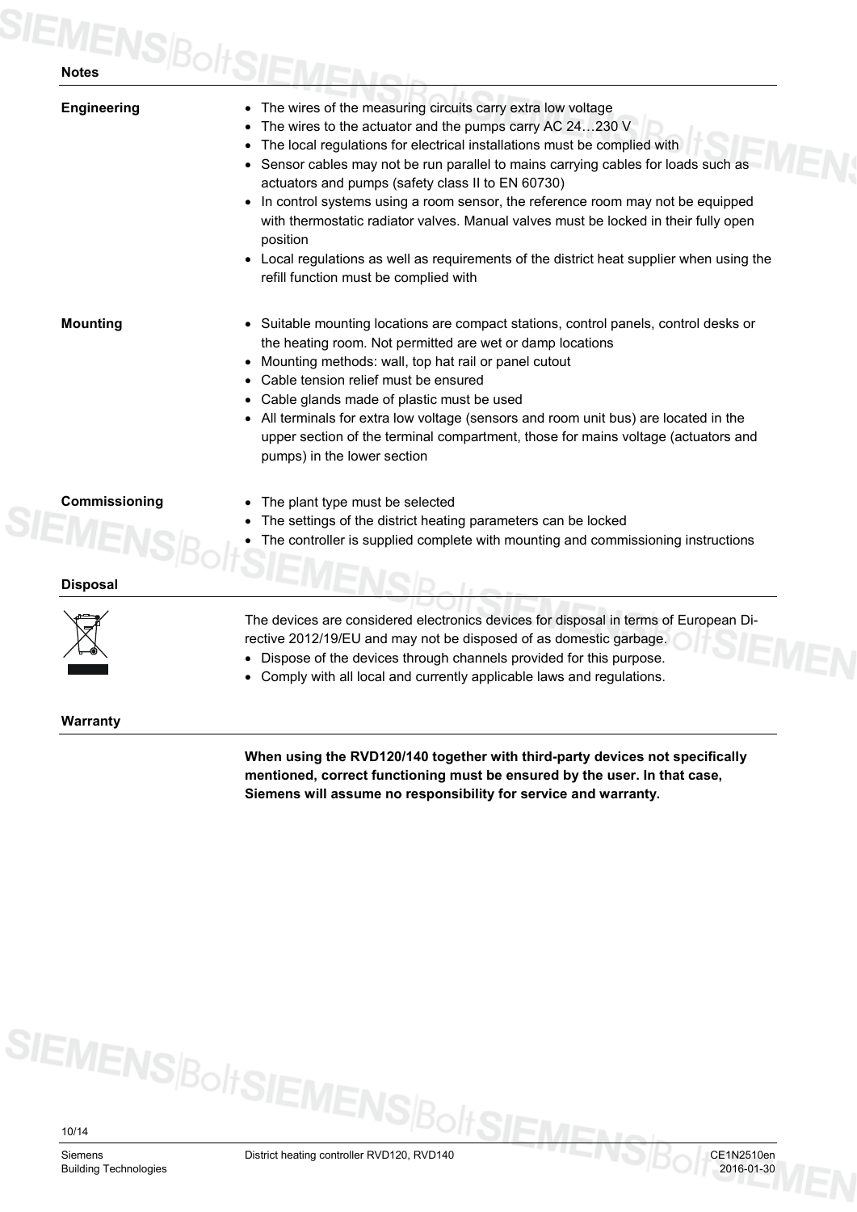## Notes

**Engineering**

- The wires of the measuring circuits carry extra low voltage
- The wires to the actuator and the pumps carry AC 24…230 V
- The local regulations for electrical installations must be complied with
- Sensor cables may not be run parallel to mains carrying cables for loads such as actuators and pumps (safety class II to EN 60730)
- In control systems using a room sensor, the reference room may not be equipped with thermostatic radiator valves. Manual valves must be locked in their fully open position
- Local regulations as well as requirements of the district heat supplier when using the refill function must be complied with

**Mounting**

- Suitable mounting locations are compact stations, control panels, control desks or the heating room. Not permitted are wet or damp locations
- Mounting methods: wall, top hat rail or panel cutout
- Cable tension relief must be ensured
- Cable glands made of plastic must be used
- All terminals for extra low voltage (sensors and room unit bus) are located in the upper section of the terminal compartment, those for mains voltage (actuators and pumps) in the lower section

**Commissioning**

- The plant type must be selected
- The settings of the district heating parameters can be locked
- The controller is supplied complete with mounting and commissioning instructions

## Disposal

The devices are considered electronics devices for disposal in terms of European Directive 2012/19/EU and may not be disposed of as domestic garbage.

- Dispose of the devices through channels provided for this purpose.
- Comply with all local and currently applicable laws and regulations.

## Warranty

**When using the RVD120/140 together with third-party devices not specifically mentioned, correct functioning must be ensured by the user. In that case, Siemens will assume no responsibility for service and warranty.**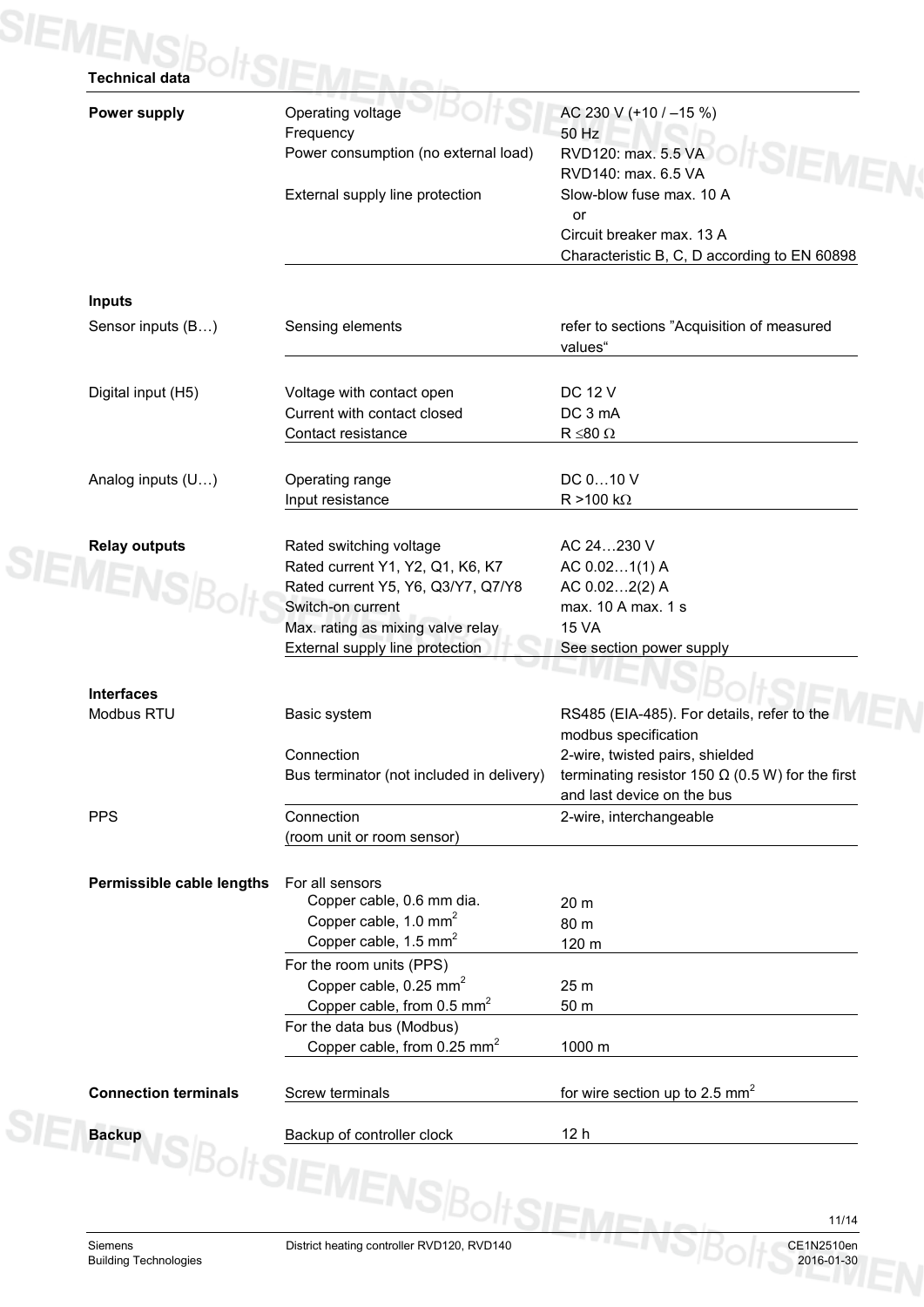## Technical data

| | | |
|---|---|---|
| **Power supply** | Operating voltage | AC 230 V (+10 / –15 %) |
| | Frequency | 50 Hz |
| | Power consumption (no external load) | RVD120: max. 5.5 VA<br>RVD140: max. 6.5 VA |
| | External supply line protection | Slow-blow fuse max. 10 A<br>or<br>Circuit breaker max. 13 A<br>Characteristic B, C, D according to EN 60898 |
| **Inputs** | | |
| Sensor inputs (B…) | Sensing elements | refer to sections "Acquisition of measured values" |
| Digital input (H5) | Voltage with contact open | DC 12 V |
| | Current with contact closed | DC 3 mA |
| | Contact resistance | R ≤80 Ω |
| Analog inputs (U…) | Operating range | DC 0…10 V |
| | Input resistance | R >100 kΩ |
| **Relay outputs** | Rated switching voltage | AC 24…230 V |
| | Rated current Y1, Y2, Q1, K6, K7 | AC 0.02…1(1) A |
| | Rated current Y5, Y6, Q3/Y7, Q7/Y8 | AC 0.02…2(2) A |
| | Switch-on current | max. 10 A max. 1 s |
| | Max. rating as mixing valve relay | 15 VA |
| | External supply line protection | See section power supply |
| **Interfaces** | | |
| Modbus RTU | Basic system | RS485 (EIA-485). For details, refer to the modbus specification |
| | Connection | 2-wire, twisted pairs, shielded |
| | Bus terminator (not included in delivery) | terminating resistor 150 Ω (0.5 W) for the first and last device on the bus |
| PPS | Connection<br>(room unit or room sensor) | 2-wire, interchangeable |
| **Permissible cable lengths** | For all sensors | |
| | Copper cable, 0.6 mm dia. | 20 m |
| | Copper cable, 1.0 mm$^2$ | 80 m |
| | Copper cable, 1.5 mm$^2$ | 120 m |
| | For the room units (PPS) | |
| | Copper cable, 0.25 mm$^2$ | 25 m |
| | Copper cable, from 0.5 mm$^2$ | 50 m |
| | For the data bus (Modbus) | |
| | Copper cable, from 0.25 mm$^2$ | 1000 m |
| **Connection terminals** | Screw terminals | for wire section up to 2.5 mm$^2$ |
| **Backup** | Backup of controller clock | 12 h |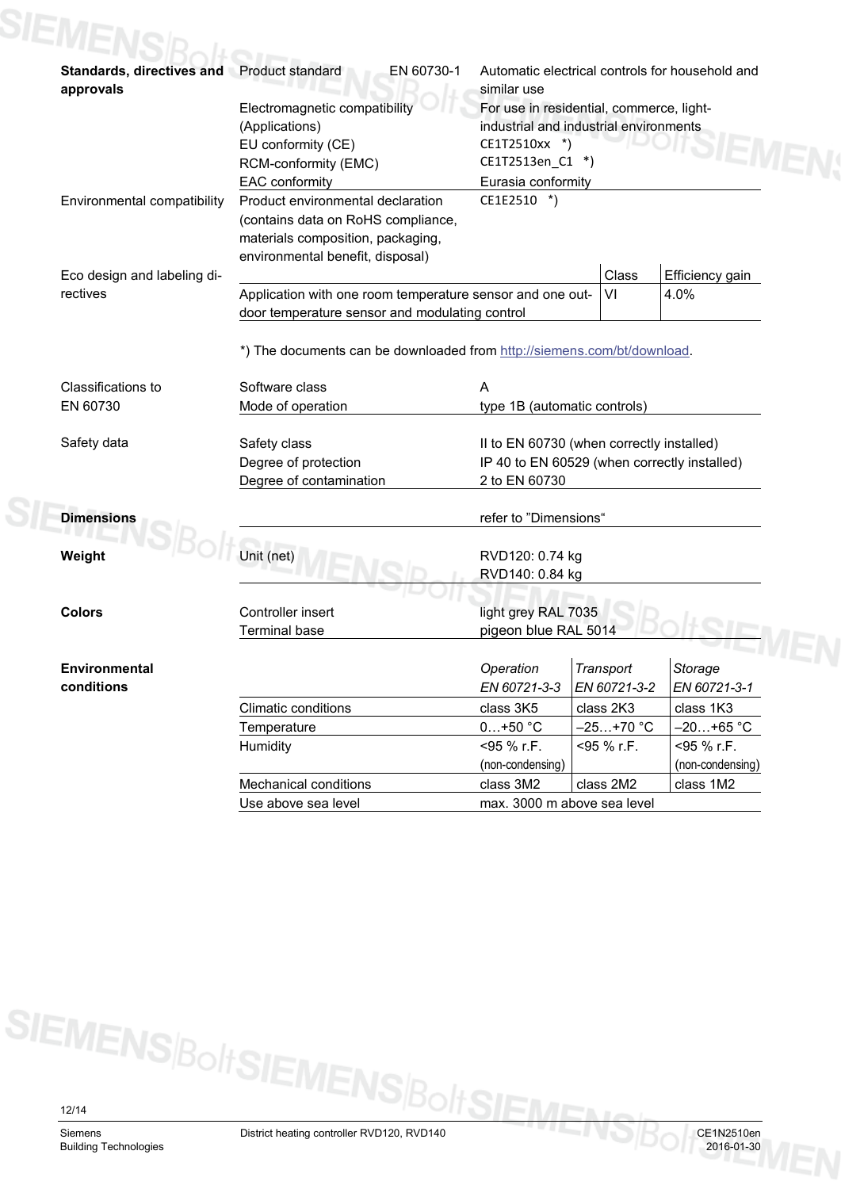| | | | | |
|---|---|---|---|---|
| **Standards, directives and approvals** | Product standard | EN 60730-1 | Automatic electrical controls for household and similar use | |
| | Electromagnetic compatibility (Applications) | | For use in residential, commerce, light-industrial and industrial environments | |
| | EU conformity (CE) | | CE1T2510xx *) | |
| | RCM-conformity (EMC) | | CE1T2513en_C1 *) | |
| | EAC conformity | | Eurasia conformity | |
| Environmental compatibility | Product environmental declaration (contains data on RoHS compliance, materials composition, packaging, environmental benefit, disposal) | | CE1E2510 *) | |

| Eco design and labeling directives | | Class | Efficiency gain |
|---|---|---|---|
| | Application with one room temperature sensor and one outdoor temperature sensor and modulating control | VI | 4.0% |

*) The documents can be downloaded from http://siemens.com/bt/download.

| | | |
|---|---|---|
| Classifications to EN 60730 | Software class | A |
| | Mode of operation | type 1B (automatic controls) |
| Safety data | Safety class | II to EN 60730 (when correctly installed) |
| | Degree of protection | IP 40 to EN 60529 (when correctly installed) |
| | Degree of contamination | 2 to EN 60730 |
| **Dimensions** | | refer to "Dimensions" |
| **Weight** | Unit (net) | RVD120: 0.74 kg<br>RVD140: 0.84 kg |
| **Colors** | Controller insert | light grey RAL 7035 |
| | Terminal base | pigeon blue RAL 5014 |

| **Environmental conditions** | | *Operation*<br>*EN 60721-3-3* | *Transport*<br>*EN 60721-3-2* | *Storage*<br>*EN 60721-3-1* |
|---|---|---|---|---|
| | Climatic conditions | class 3K5 | class 2K3 | class 1K3 |
| | Temperature | 0…+50 °C | –25…+70 °C | –20…+65 °C |
| | Humidity | <95 % r.F. (non-condensing) | <95 % r.F. | <95 % r.F. (non-condensing) |
| | Mechanical conditions | class 3M2 | class 2M2 | class 1M2 |
| | Use above sea level | max. 3000 m above sea level | | |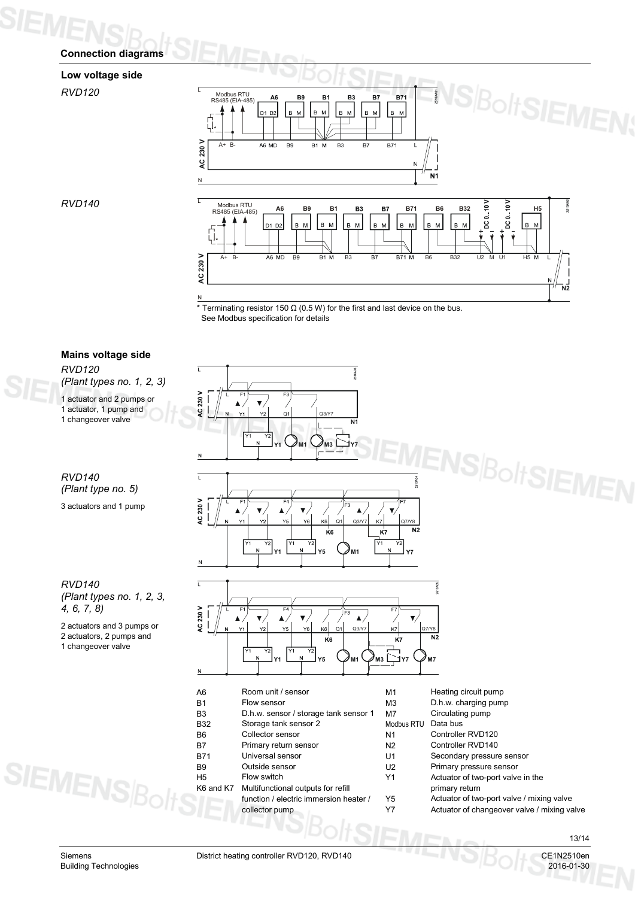## Connection diagrams

### Low voltage side

*RVD120*

*RVD140*

\* Terminating resistor 150 Ω (0.5 W) for the first and last device on the bus.
See Modbus specification for details

### Mains voltage side

*RVD120*
*(Plant types no. 1, 2, 3)*

1 actuator and 2 pumps or
1 actuator, 1 pump and
1 changeover valve

*RVD140*
*(Plant type no. 5)*

3 actuators and 1 pump

*RVD140*
*(Plant types no. 1, 2, 3, 4, 6, 7, 8)*

2 actuators and 3 pumps or
2 actuators, 2 pumps and
1 changeover valve

| | | | |
|---|---|---|---|
| A6 | Room unit / sensor | M1 | Heating circuit pump |
| B1 | Flow sensor | M3 | D.h.w. charging pump |
| B3 | D.h.w. sensor / storage tank sensor 1 | M7 | Circulating pump |
| B32 | Storage tank sensor 2 | Modbus RTU | Data bus |
| B6 | Collector sensor | N1 | Controller RVD120 |
| B7 | Primary return sensor | N2 | Controller RVD140 |
| B71 | Universal sensor | U1 | Secondary pressure sensor |
| B9 | Outside sensor | U2 | Primary pressure sensor |
| H5 | Flow switch | Y1 | Actuator of two-port valve in the primary return |
| K6 and K7 | Multifunctional outputs for refill function / electric immersion heater / collector pump | Y5 | Actuator of two-port valve / mixing valve |
| | | Y7 | Actuator of changeover valve / mixing valve |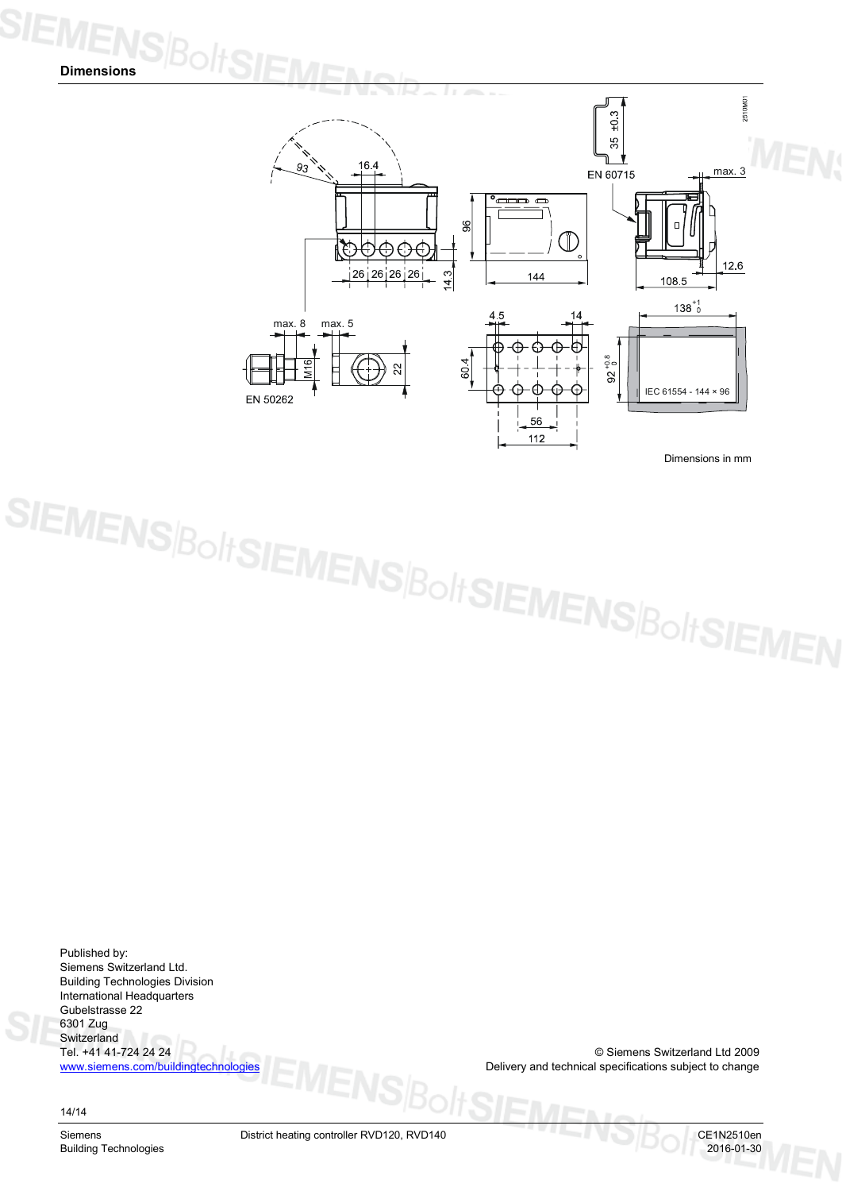## Dimensions

93
16.4
26
26
26
26
14.3
96
144
35 ±0.3
EN 60715
max. 3
12.6
108.5
max. 8
max. 5
M16
22
EN 50262
4.5
14
60.4
56
112
$138^{+1}_{0}$
$92^{+0.8}_{0}$
IEC 61554 - 144 × 96

Dimensions in mm

Published by:
Siemens Switzerland Ltd.
Building Technologies Division
International Headquarters
Gubelstrasse 22
6301 Zug
Switzerland
Tel. +41 41-724 24 24
www.siemens.com/buildingtechnologies

© Siemens Switzerland Ltd 2009
Delivery and technical specifications subject to change